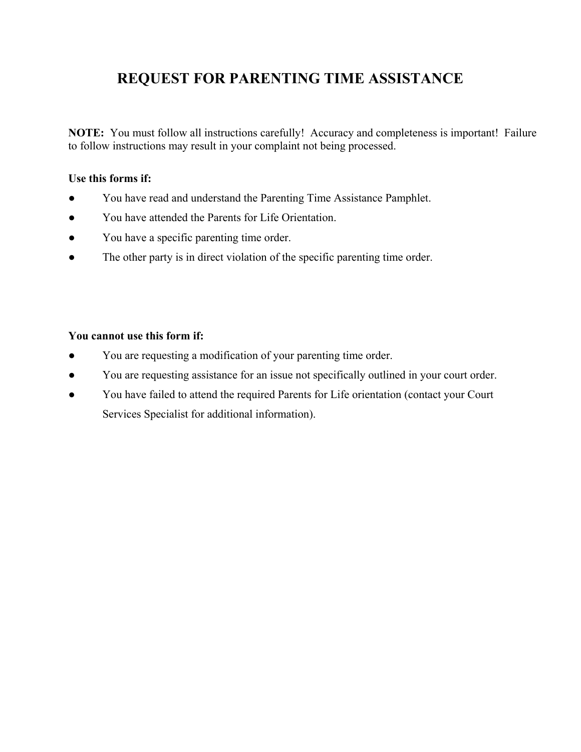# REQUEST FOR PARENTING TIME ASSISTANCE

**NOTE:** You must follow all instructions carefully! Accuracy and completeness is important! Failure to follow instructions may result in your complaint not being processed.

**Use this forms if:**

- You have read and understand the Parenting Time Assistance Pamphlet.
- You have attended the Parents for Life Orientation.
- You have a specific parenting time order.
- The other party is in direct violation of the specific parenting time order.

**You cannot use this form if:**

- You are requesting a modification of your parenting time order.
- You are requesting assistance for an issue not specifically outlined in your court order.
- You have failed to attend the required Parents for Life orientation (contact your Court Services Specialist for additional information).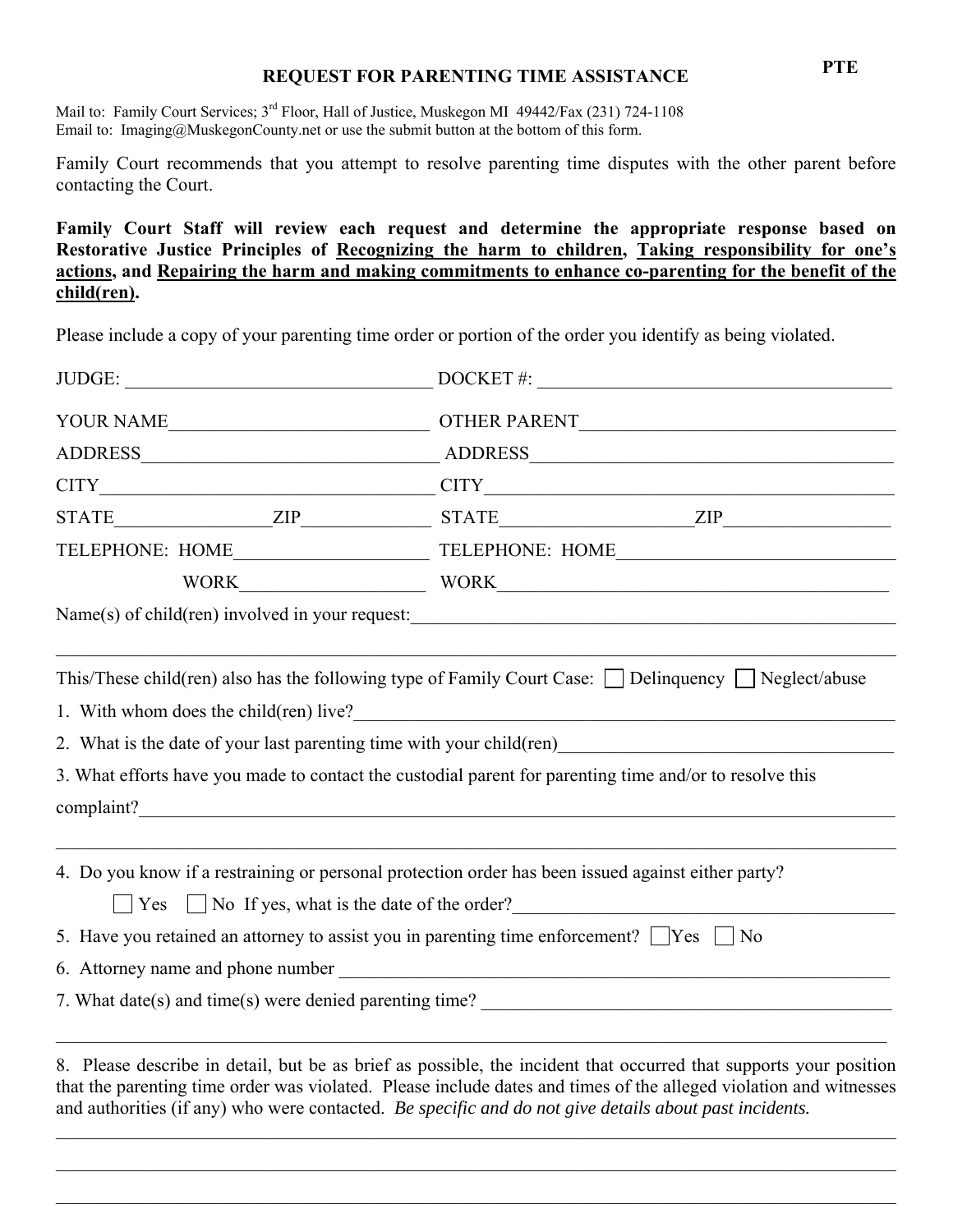# REQUEST FOR PARENTING TIME ASSISTANCE

**PTE**

Mail to: Family Court Services; 3rd Floor, Hall of Justice, Muskegon MI 49442/Fax (231) 724-1108
Email to: Imaging@MuskegonCounty.net or use the submit button at the bottom of this form.

Family Court recommends that you attempt to resolve parenting time disputes with the other parent before contacting the Court.

**Family Court Staff will review each request and determine the appropriate response based on Restorative Justice Principles of <u>Recognizing the harm to children</u>, <u>Taking responsibility for one's actions</u>, and <u>Repairing the harm and making commitments to enhance co-parenting for the benefit of the child(ren)</u>.**

Please include a copy of your parenting time order or portion of the order you identify as being violated.

JUDGE: ______________________________ DOCKET #: ______________________________

YOUR NAME______________________________ OTHER PARENT______________________________

ADDRESS______________________________ ADDRESS______________________________

CITY______________________________ CITY______________________________

STATE______________ZIP____________ STATE______________ZIP____________

TELEPHONE: HOME____________________ TELEPHONE: HOME____________________

WORK____________________ WORK____________________

Name(s) of child(ren) involved in your request:______________________________

______________________________________________________________________

This/These child(ren) also has the following type of Family Court Case: ☐ Delinquency ☐ Neglect/abuse

1. With whom does the child(ren) live?______________________________

2. What is the date of your last parenting time with your child(ren)______________________________

3. What efforts have you made to contact the custodial parent for parenting time and/or to resolve this complaint?______________________________

______________________________________________________________________

4. Do you know if a restraining or personal protection order has been issued against either party?

☐ Yes ☐ No If yes, what is the date of the order?______________________________

5. Have you retained an attorney to assist you in parenting time enforcement? ☐ Yes ☐ No

6. Attorney name and phone number ______________________________

7. What date(s) and time(s) were denied parenting time? ______________________________

______________________________________________________________________

8. Please describe in detail, but be as brief as possible, the incident that occurred that supports your position that the parenting time order was violated. Please include dates and times of the alleged violation and witnesses and authorities (if any) who were contacted. *Be specific and do not give details about past incidents.*

______________________________________________________________________

______________________________________________________________________

______________________________________________________________________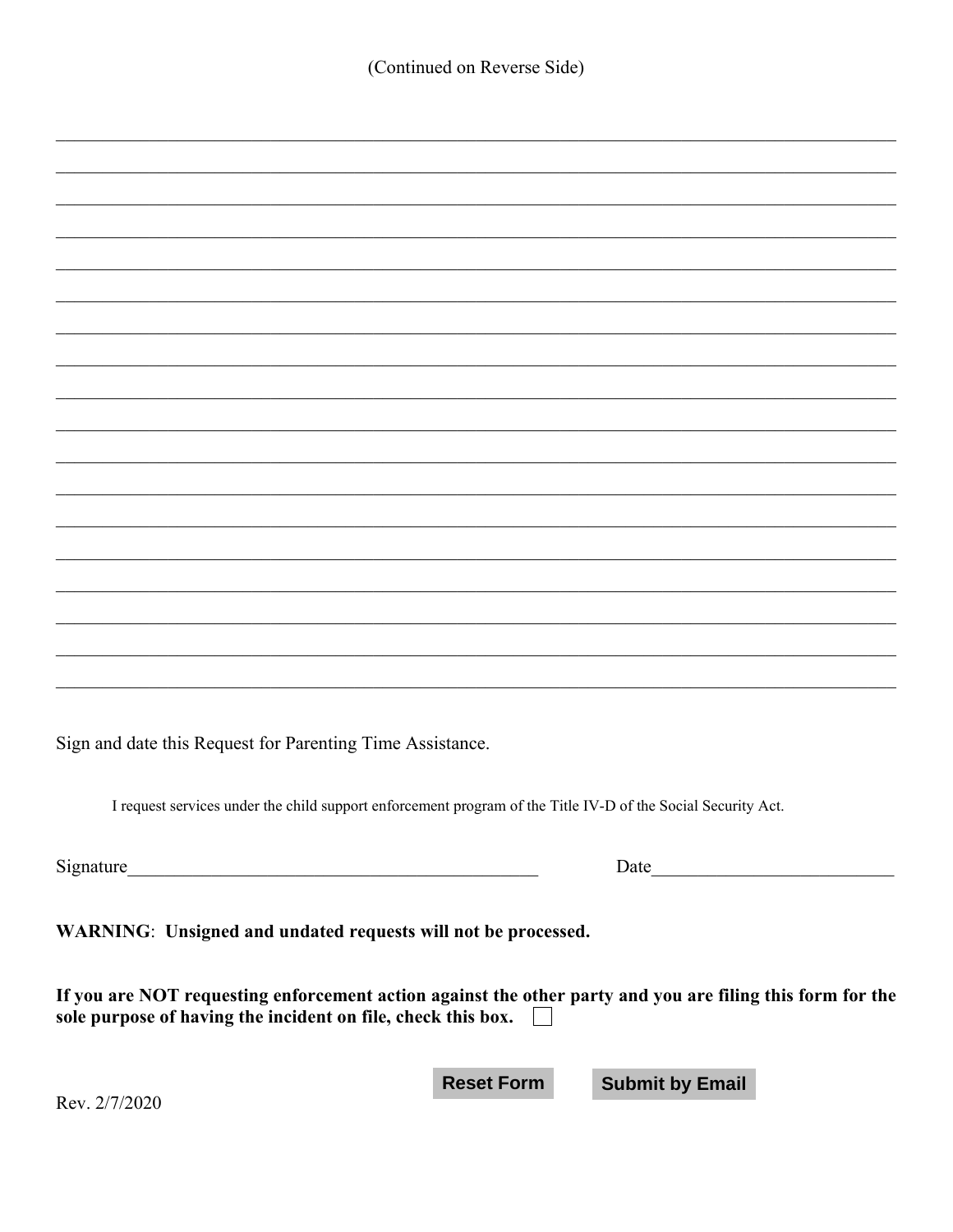(Continued on Reverse Side)

Sign and date this Request for Parenting Time Assistance.

I request services under the child support enforcement program of the Title IV-D of the Social Security Act.

Signature_____________________________________________ Date__________________________

**WARNING**: **Unsigned and undated requests will not be processed.**

**If you are NOT requesting enforcement action against the other party and you are filing this form for the sole purpose of having the incident on file, check this box.** ☐

Reset Form     Submit by Email

Rev. 2/7/2020